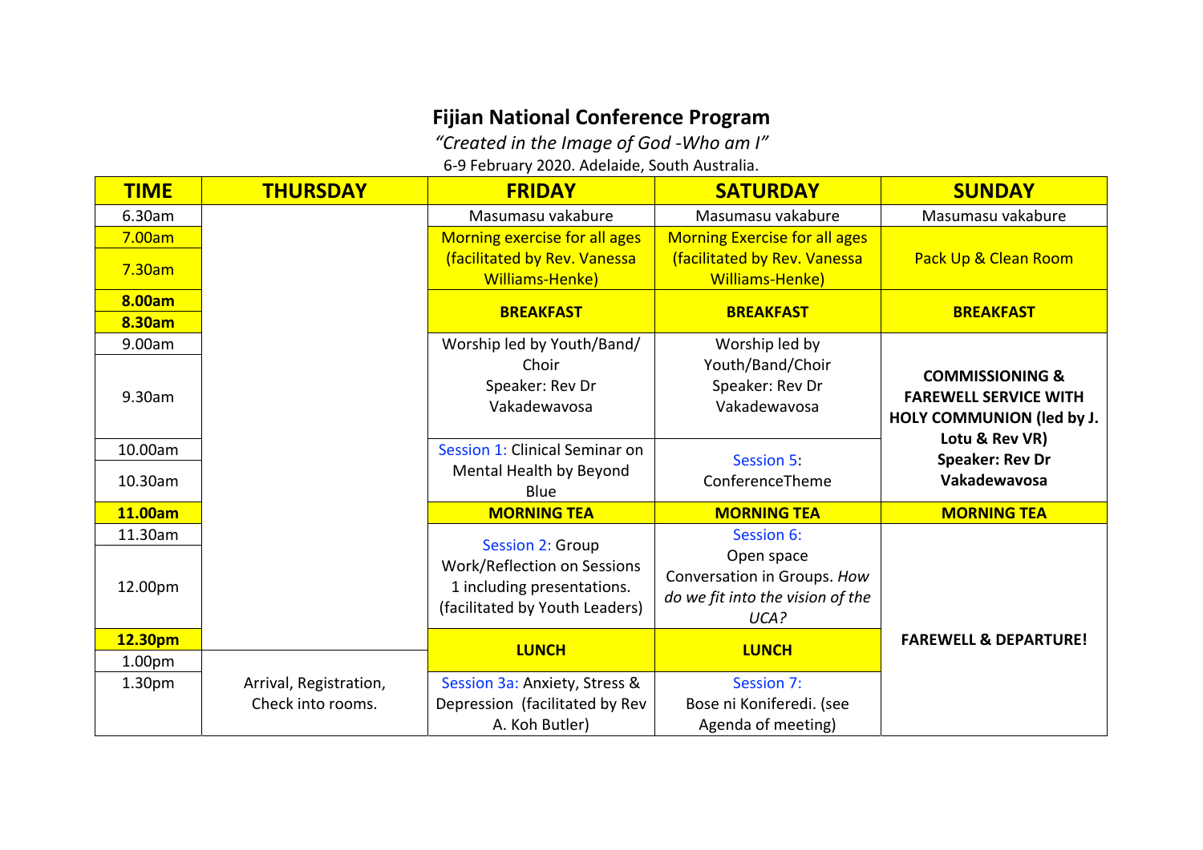# Fijian National Conference Program

*"Created in the Image of God -Who am I"*

6-9 February 2020. Adelaide, South Australia.

| TIME | THURSDAY | FRIDAY | SATURDAY | SUNDAY |
|---|---|---|---|---|
| 6.30am | | Masumasu vakabure | Masumasu vakabure | Masumasu vakabure |
| 7.00am | | Morning exercise for all ages (facilitated by Rev. Vanessa Williams-Henke) | Morning Exercise for all ages (facilitated by Rev. Vanessa Williams-Henke) | Pack Up & Clean Room |
| 7.30am | | | | |
| **8.00am** | | **BREAKFAST** | **BREAKFAST** | **BREAKFAST** |
| **8.30am** | | | | |
| 9.00am | | Worship led by Youth/Band/ Choir Speaker: Rev Dr Vakadewavosa | Worship led by Youth/Band/Choir Speaker: Rev Dr Vakadewavosa | **COMMISSIONING & FAREWELL SERVICE WITH HOLY COMMUNION (led by J. Lotu & Rev VR) Speaker: Rev Dr Vakadewavosa** |
| 9.30am | | | | |
| 10.00am | | Session 1: Clinical Seminar on Mental Health by Beyond Blue | Session 5: ConferenceTheme | |
| 10.30am | | | | |
| **11.00am** | | **MORNING TEA** | **MORNING TEA** | **MORNING TEA** |
| 11.30am | | Session 2: Group Work/Reflection on Sessions 1 including presentations. (facilitated by Youth Leaders) | Session 6: Open space Conversation in Groups. *How do we fit into the vision of the UCA?* | **FAREWELL & DEPARTURE!** |
| 12.00pm | | | | |
| **12.30pm** | | **LUNCH** | **LUNCH** | |
| 1.00pm | | | | |
| 1.30pm | Arrival, Registration, Check into rooms. | Session 3a: Anxiety, Stress & Depression (facilitated by Rev A. Koh Butler) | Session 7: Bose ni Koniferedi. (see Agenda of meeting) | |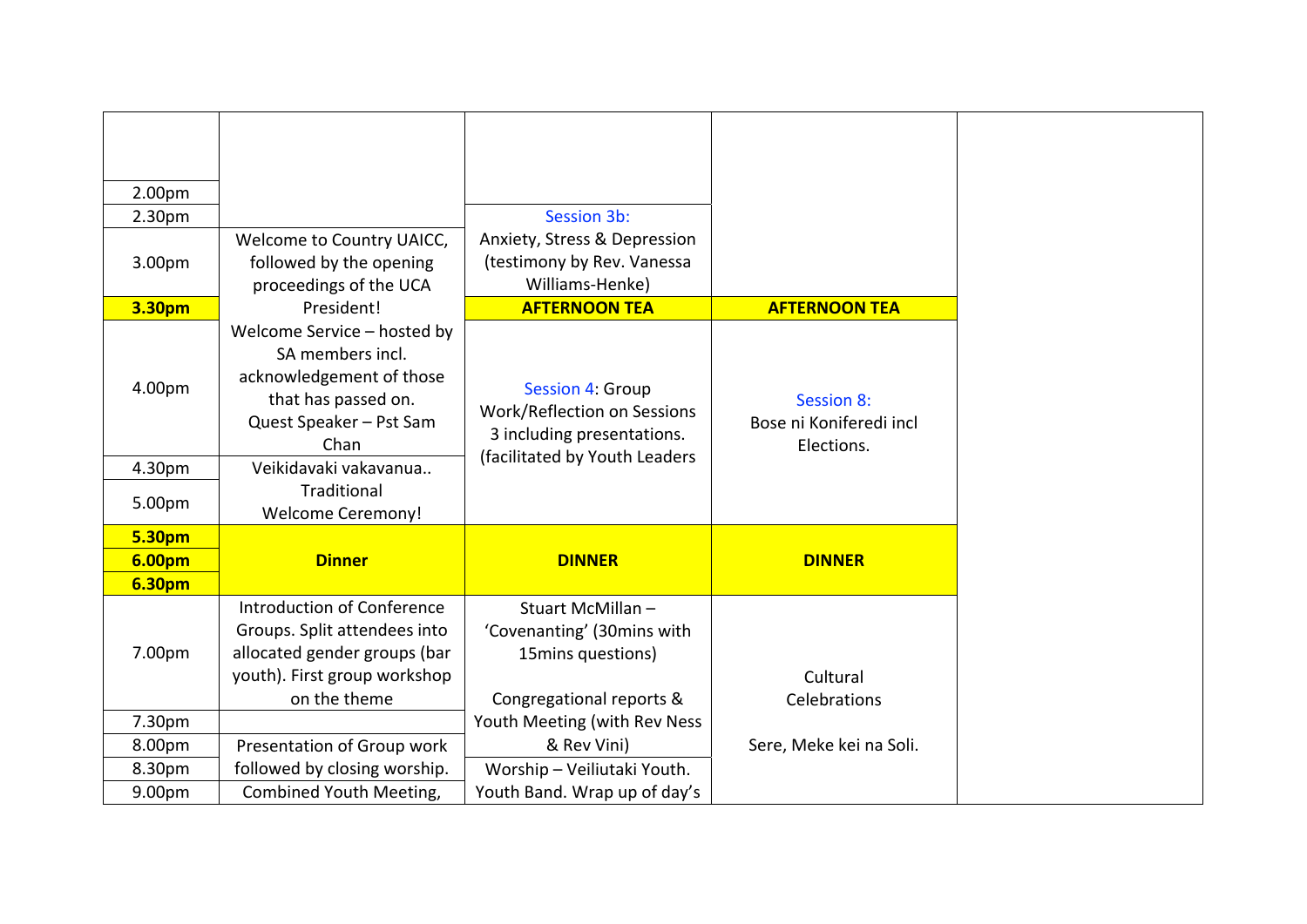| | | | | |
|---|---|---|---|---|
| 2.00pm | | | | |
| 2.30pm | | Session 3b: | | |
| 3.00pm | Welcome to Country UAICC, followed by the opening proceedings of the UCA President! | Anxiety, Stress & Depression (testimony by Rev. Vanessa Williams-Henke) | | |
| **3.30pm** | | **AFTERNOON TEA** | **AFTERNOON TEA** | |
| 4.00pm | Welcome Service – hosted by SA members incl. acknowledgement of those that has passed on. Quest Speaker – Pst Sam Chan | Session 4: Group Work/Reflection on Sessions 3 including presentations. (facilitated by Youth Leaders | Session 8: Bose ni Koniferedi incl Elections. | |
| 4.30pm | Veikidavaki vakavanua.. | | | |
| 5.00pm | Traditional Welcome Ceremony! | | | |
| **5.30pm** | | | | |
| **6.00pm** | **Dinner** | **DINNER** | **DINNER** | |
| **6.30pm** | | | | |
| 7.00pm | Introduction of Conference Groups. Split attendees into allocated gender groups (bar youth). First group workshop on the theme | Stuart McMillan – 'Covenanting' (30mins with 15mins questions) | Cultural Celebrations | |
| 7.30pm | | Congregational reports & Youth Meeting (with Rev Ness & Rev Vini) | | |
| 8.00pm | Presentation of Group work followed by closing worship. | | Sere, Meke kei na Soli. | |
| 8.30pm | | Worship – Veiliutaki Youth. | | |
| 9.00pm | Combined Youth Meeting, | Youth Band. Wrap up of day's | | |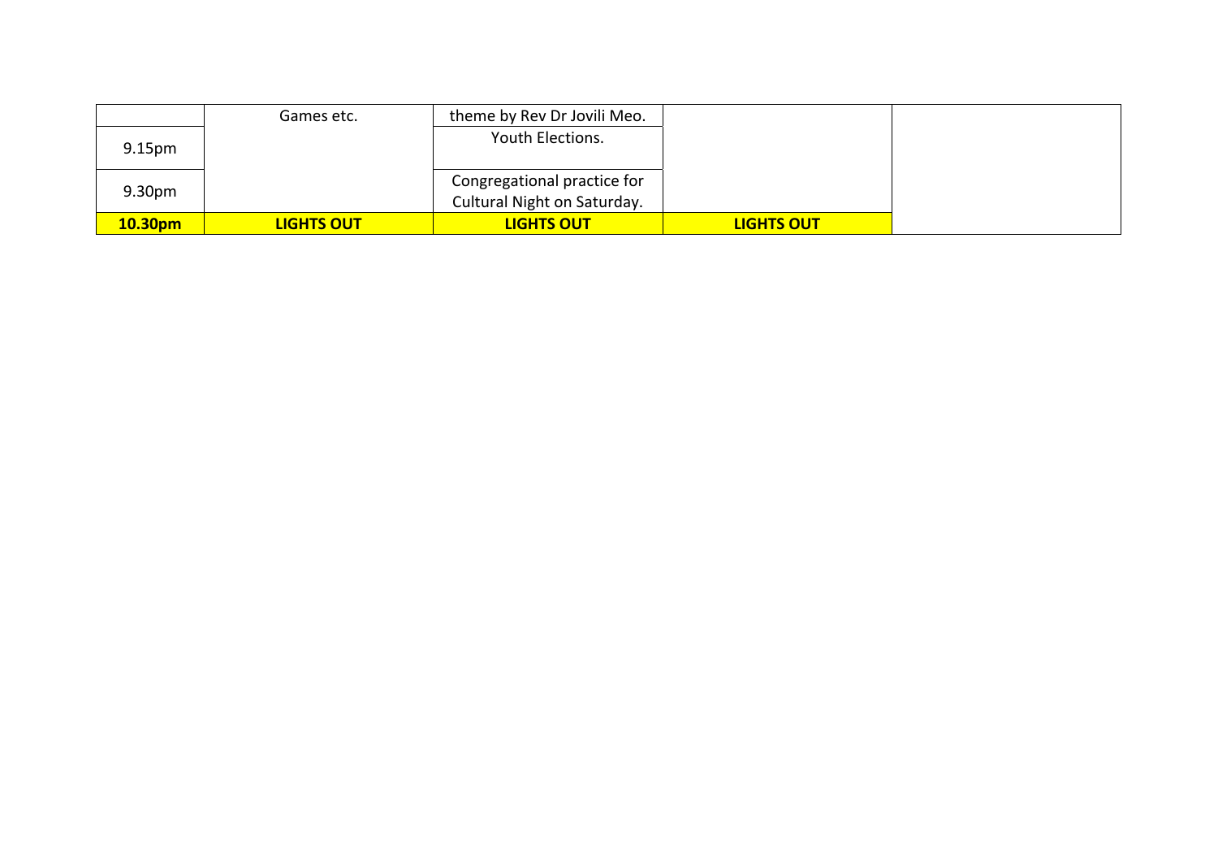| | | | | |
|---|---|---|---|---|
| | Games etc. | theme by Rev Dr Jovili Meo. | | |
| 9.15pm | | Youth Elections. | | |
| 9.30pm | | Congregational practice for Cultural Night on Saturday. | | |
| **10.30pm** | **LIGHTS OUT** | **LIGHTS OUT** | **LIGHTS OUT** | |